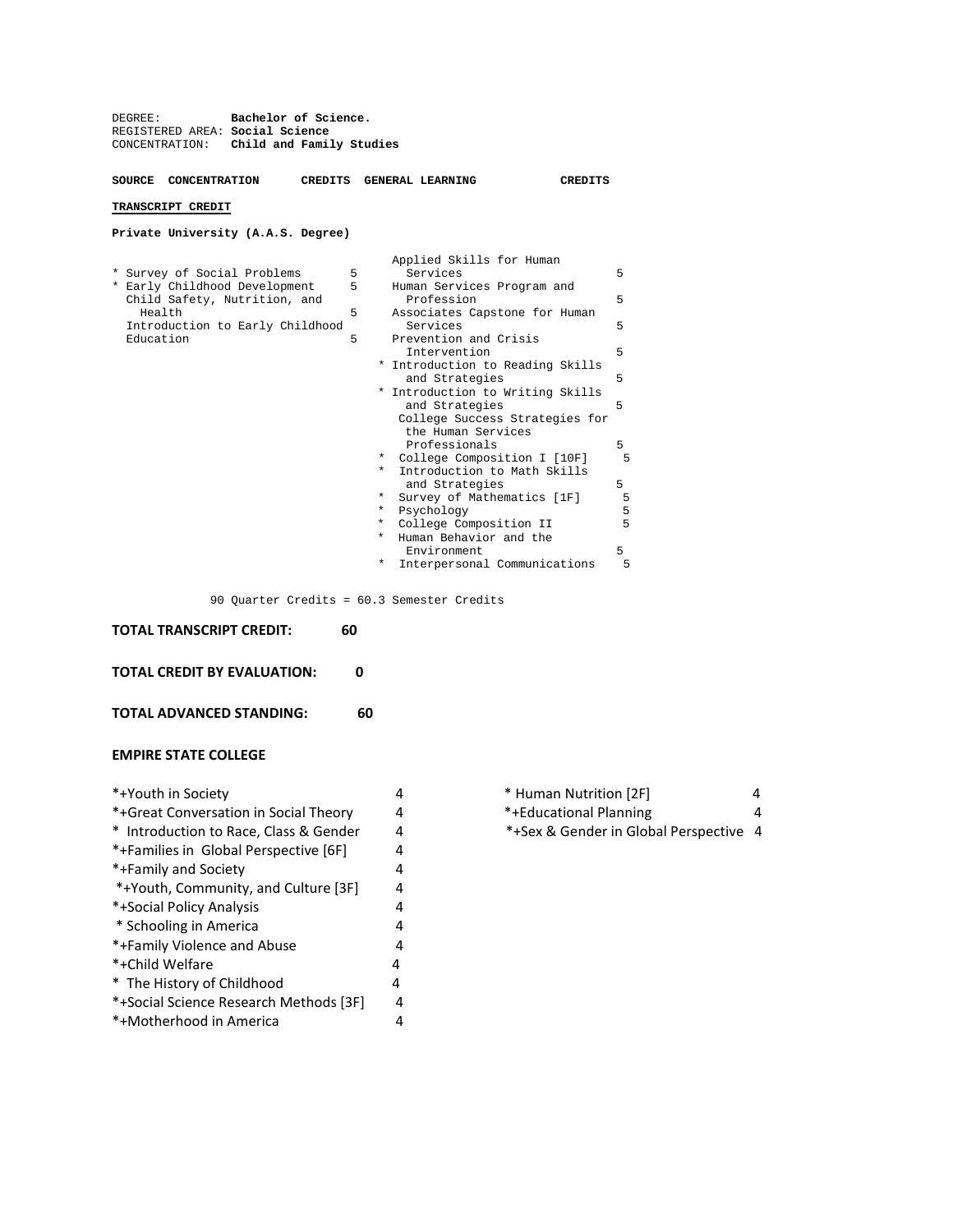DEGREE: **Bachelor of Science.**
REGISTERED AREA: **Social Science**
CONCENTRATION: **Child and Family Studies**

| SOURCE | CONCENTRATION | CREDITS | GENERAL LEARNING | CREDITS |
|---|---|---|---|---|
| **TRANSCRIPT CREDIT** | | | | |
| **Private University (A.A.S. Degree)** | | | | |
| | * Survey of Social Problems | 5 | Applied Skills for Human Services | 5 |
| | * Early Childhood Development | 5 | Human Services Program and Profession | 5 |
| | Child Safety, Nutrition, and Health | 5 | Associates Capstone for Human Services | 5 |
| | Introduction to Early Childhood Education | 5 | Prevention and Crisis Intervention | 5 |
| | | | * Introduction to Reading Skills and Strategies | 5 |
| | | | * Introduction to Writing Skills and Strategies | 5 |
| | | | College Success Strategies for the Human Services Professionals | 5 |
| | | | * College Composition I [10F] | 5 |
| | | | * Introduction to Math Skills and Strategies | 5 |
| | | | * Survey of Mathematics [1F] | 5 |
| | | | * Psychology | 5 |
| | | | * College Composition II | 5 |
| | | | * Human Behavior and the Environment | 5 |
| | | | * Interpersonal Communications | 5 |

90 Quarter Credits = 60.3 Semester Credits

**TOTAL TRANSCRIPT CREDIT: 60**

**TOTAL CREDIT BY EVALUATION: 0**

**TOTAL ADVANCED STANDING: 60**

**EMPIRE STATE COLLEGE**

| CONCENTRATION | CREDITS | GENERAL LEARNING | CREDITS |
|---|---|---|---|
| *+Youth in Society | 4 | * Human Nutrition [2F] | 4 |
| *+Great Conversation in Social Theory | 4 | *+Educational Planning | 4 |
| * Introduction to Race, Class & Gender | 4 | *+Sex & Gender in Global Perspective | 4 |
| *+Families in Global Perspective [6F] | 4 | | |
| *+Family and Society | 4 | | |
| *+Youth, Community, and Culture [3F] | 4 | | |
| *+Social Policy Analysis | 4 | | |
| * Schooling in America | 4 | | |
| *+Family Violence and Abuse | 4 | | |
| *+Child Welfare | 4 | | |
| * The History of Childhood | 4 | | |
| *+Social Science Research Methods [3F] | 4 | | |
| *+Motherhood in America | 4 | | |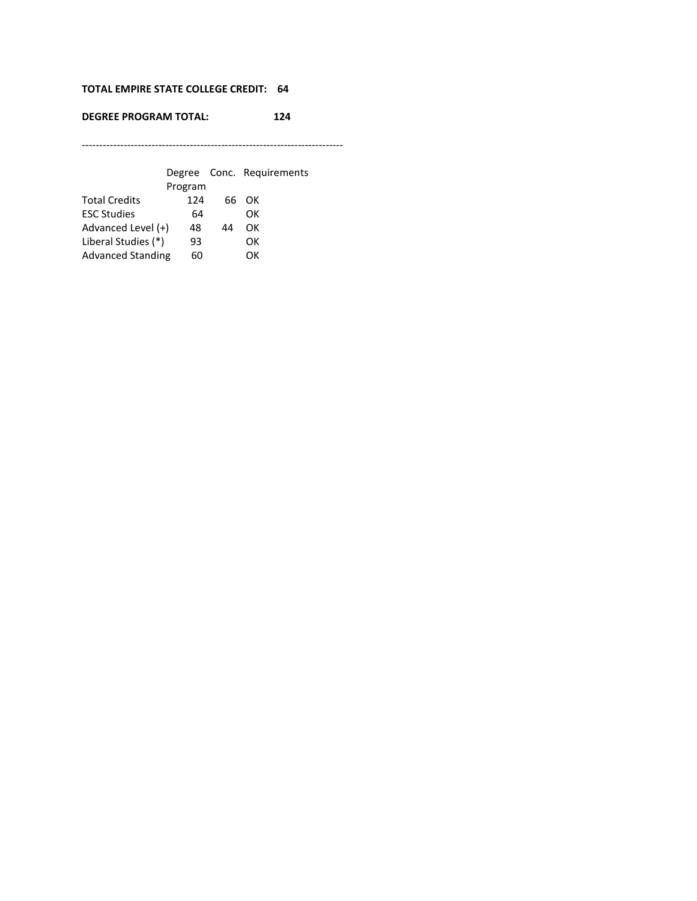**TOTAL EMPIRE STATE COLLEGE CREDIT: 64**

**DEGREE PROGRAM TOTAL: 124**

---------------------------------------------------------------------------

| | Degree Program | Conc. | Requirements |
|---|---|---|---|
| Total Credits | 124 | 66 | OK |
| ESC Studies | 64 | | OK |
| Advanced Level (+) | 48 | 44 | OK |
| Liberal Studies (*) | 93 | | OK |
| Advanced Standing | 60 | | OK |